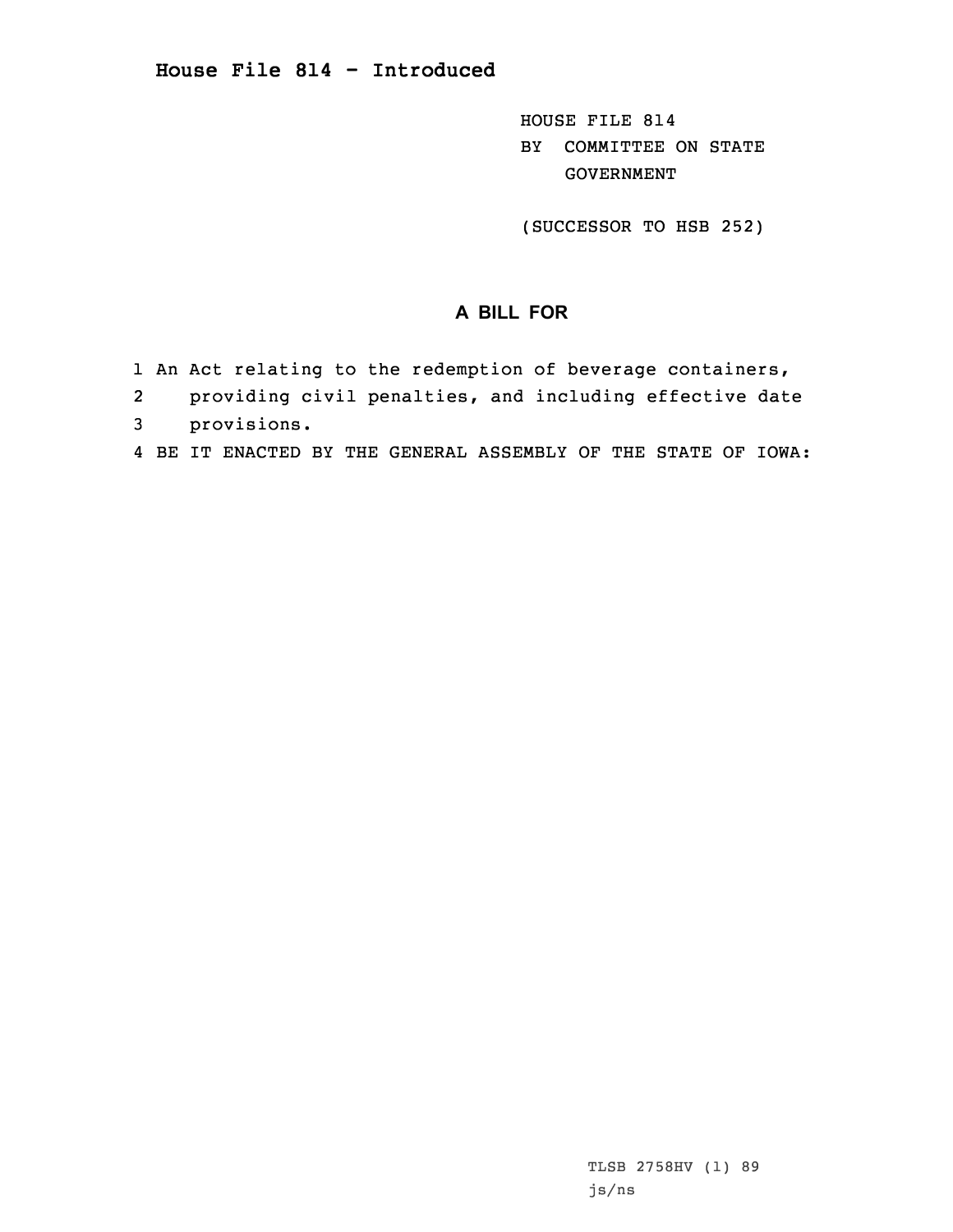# House File 814 - Introduced

HOUSE FILE 814
BY COMMITTEE ON STATE GOVERNMENT

(SUCCESSOR TO HSB 252)

## A BILL FOR

1 An Act relating to the redemption of beverage containers,
2 providing civil penalties, and including effective date
3 provisions.
4 BE IT ENACTED BY THE GENERAL ASSEMBLY OF THE STATE OF IOWA:

TLSB 2758HV (1) 89
js/ns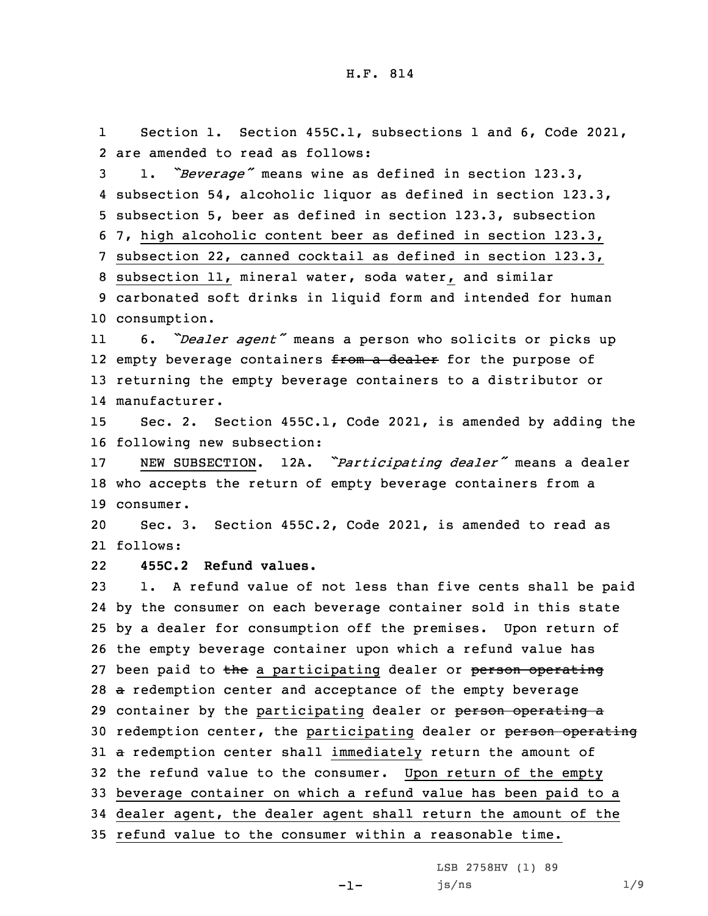Section 1. Section 455C.1, subsections 1 and 6, Code 2021, are amended to read as follows:

1. *"Beverage"* means wine as defined in section 123.3, subsection 54, alcoholic liquor as defined in section 123.3, subsection 5, beer as defined in section 123.3, subsection 7, high alcoholic content beer as defined in section 123.3, subsection 22, canned cocktail as defined in section 123.3, subsection 11, mineral water, soda water, and similar carbonated soft drinks in liquid form and intended for human consumption.

6. *"Dealer agent"* means a person who solicits or picks up empty beverage containers ~~from a dealer~~ for the purpose of returning the empty beverage containers to a distributor or manufacturer.

Sec. 2. Section 455C.1, Code 2021, is amended by adding the following new subsection:

NEW SUBSECTION. 12A. *"Participating dealer"* means a dealer who accepts the return of empty beverage containers from a consumer.

Sec. 3. Section 455C.2, Code 2021, is amended to read as follows:

**455C.2 Refund values.**

1. A refund value of not less than five cents shall be paid by the consumer on each beverage container sold in this state by a dealer for consumption off the premises. Upon return of the empty beverage container upon which a refund value has been paid to ~~the~~ a participating dealer or ~~person operating a~~ redemption center and acceptance of the empty beverage container by the participating dealer or ~~person operating a~~ redemption center, the participating dealer or ~~person operating a~~ redemption center shall immediately return the amount of the refund value to the consumer. Upon return of the empty beverage container on which a refund value has been paid to a dealer agent, the dealer agent shall return the amount of the refund value to the consumer within a reasonable time.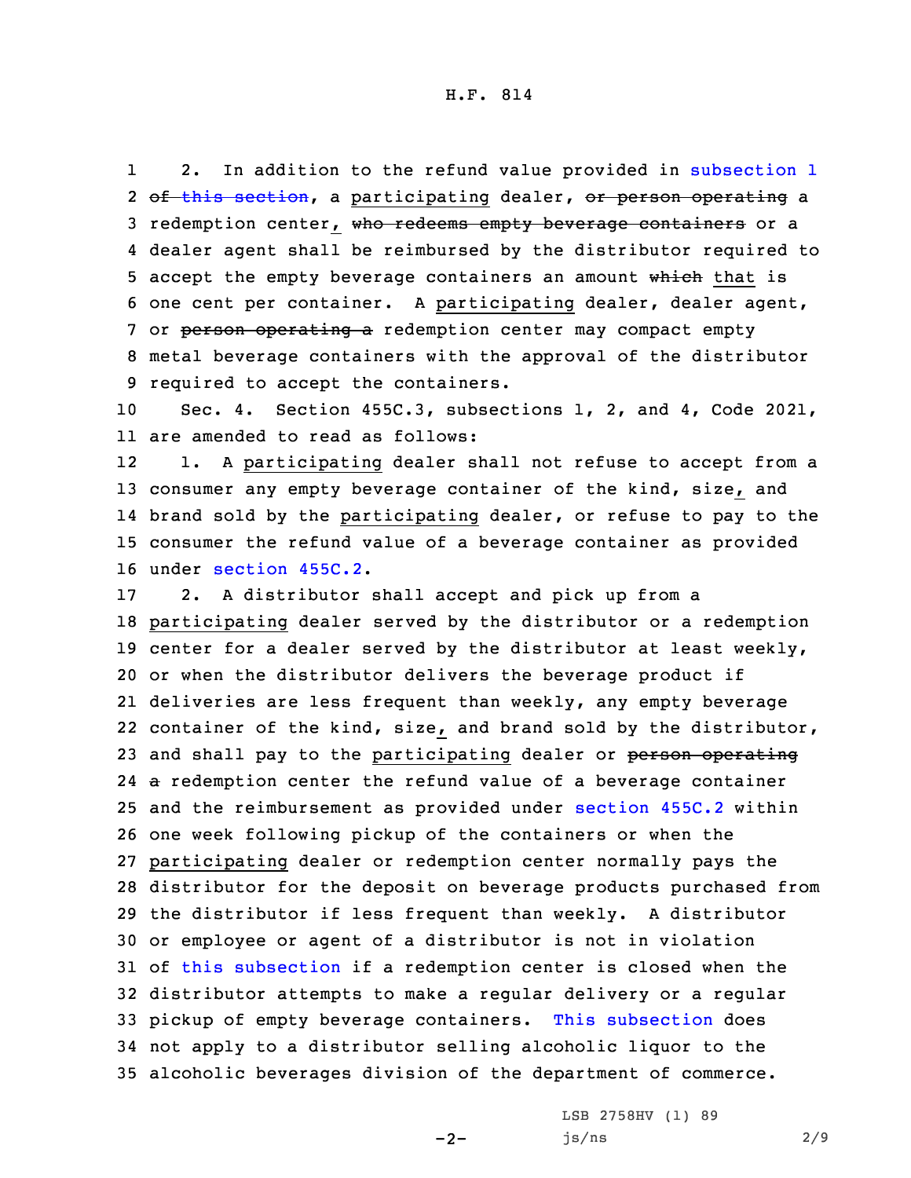2. In addition to the refund value provided in subsection 1 ~~of this section~~, a participating dealer, ~~or person operating~~ a redemption center, ~~who redeems empty beverage containers~~ or a dealer agent shall be reimbursed by the distributor required to accept the empty beverage containers an amount ~~which~~ that is one cent per container. A participating dealer, dealer agent, or ~~person operating a~~ redemption center may compact empty metal beverage containers with the approval of the distributor required to accept the containers.

Sec. 4. Section 455C.3, subsections 1, 2, and 4, Code 2021, are amended to read as follows:

1. A participating dealer shall not refuse to accept from a consumer any empty beverage container of the kind, size, and brand sold by the participating dealer, or refuse to pay to the consumer the refund value of a beverage container as provided under section 455C.2.

2. A distributor shall accept and pick up from a participating dealer served by the distributor or a redemption center for a dealer served by the distributor at least weekly, or when the distributor delivers the beverage product if deliveries are less frequent than weekly, any empty beverage container of the kind, size, and brand sold by the distributor, and shall pay to the participating dealer or ~~person operating a~~ redemption center the refund value of a beverage container and the reimbursement as provided under section 455C.2 within one week following pickup of the containers or when the participating dealer or redemption center normally pays the distributor for the deposit on beverage products purchased from the distributor if less frequent than weekly. A distributor or employee or agent of a distributor is not in violation of this subsection if a redemption center is closed when the distributor attempts to make a regular delivery or a regular pickup of empty beverage containers. This subsection does not apply to a distributor selling alcoholic liquor to the alcoholic beverages division of the department of commerce.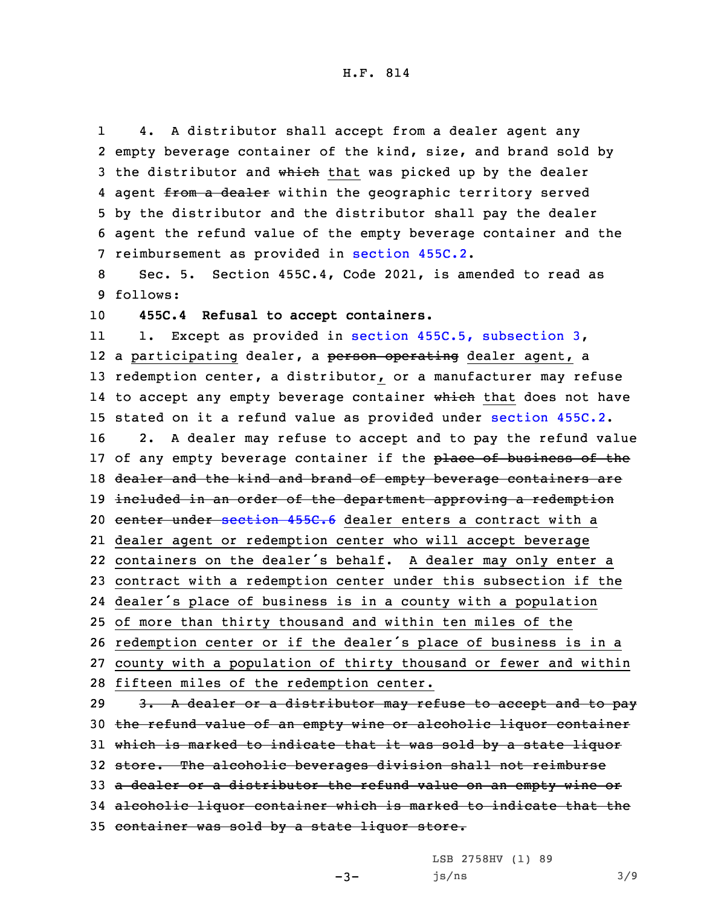4. A distributor shall accept from a dealer agent any empty beverage container of the kind, size, and brand sold by the distributor and ~~which~~ that was picked up by the dealer agent ~~from a dealer~~ within the geographic territory served by the distributor and the distributor shall pay the dealer agent the refund value of the empty beverage container and the reimbursement as provided in section 455C.2.

Sec. 5. Section 455C.4, Code 2021, is amended to read as follows:

**455C.4 Refusal to accept containers.**

1. Except as provided in section 455C.5, subsection 3, a participating dealer, a ~~person operating~~ dealer agent, a redemption center, a distributor, or a manufacturer may refuse to accept any empty beverage container ~~which~~ that does not have stated on it a refund value as provided under section 455C.2.

2. A dealer may refuse to accept and to pay the refund value of any empty beverage container if the ~~place of business of the dealer and the kind and brand of empty beverage containers are included in an order of the department approving a redemption center under section 455C.6~~ dealer enters a contract with a dealer agent or redemption center who will accept beverage containers on the dealer's behalf. A dealer may only enter a contract with a redemption center under this subsection if the dealer's place of business is in a county with a population of more than thirty thousand and within ten miles of the redemption center or if the dealer's place of business is in a county with a population of thirty thousand or fewer and within fifteen miles of the redemption center.

~~3. A dealer or a distributor may refuse to accept and to pay the refund value of an empty wine or alcoholic liquor container which is marked to indicate that it was sold by a state liquor store. The alcoholic beverages division shall not reimburse a dealer or a distributor the refund value on an empty wine or alcoholic liquor container which is marked to indicate that the container was sold by a state liquor store.~~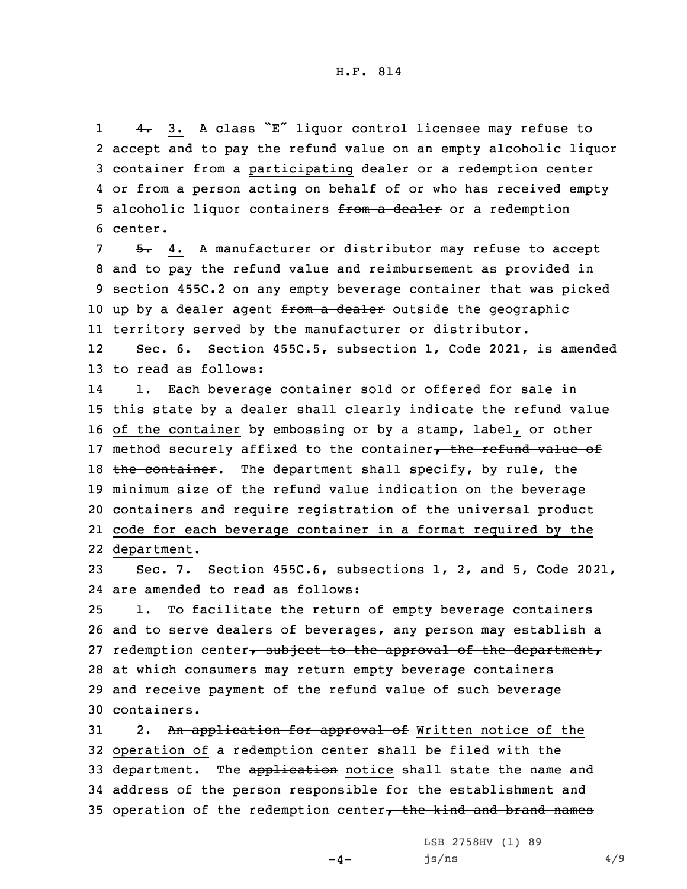~~4.~~ 3. A class "E" liquor control licensee may refuse to accept and to pay the refund value on an empty alcoholic liquor container from a participating dealer or a redemption center or from a person acting on behalf of or who has received empty alcoholic liquor containers ~~from a dealer~~ or a redemption center.

~~5.~~ 4. A manufacturer or distributor may refuse to accept and to pay the refund value and reimbursement as provided in section 455C.2 on any empty beverage container that was picked up by a dealer agent ~~from a dealer~~ outside the geographic territory served by the manufacturer or distributor.

Sec. 6. Section 455C.5, subsection 1, Code 2021, is amended to read as follows:

1. Each beverage container sold or offered for sale in this state by a dealer shall clearly indicate the refund value of the container by embossing or by a stamp, label, or other method securely affixed to the container~~, the refund value of the container~~. The department shall specify, by rule, the minimum size of the refund value indication on the beverage containers and require registration of the universal product code for each beverage container in a format required by the department.

Sec. 7. Section 455C.6, subsections 1, 2, and 5, Code 2021, are amended to read as follows:

1. To facilitate the return of empty beverage containers and to serve dealers of beverages, any person may establish a redemption center~~, subject to the approval of the department,~~ at which consumers may return empty beverage containers and receive payment of the refund value of such beverage containers.

2. ~~An application for approval of~~ Written notice of the operation of a redemption center shall be filed with the department. The ~~application~~ notice shall state the name and address of the person responsible for the establishment and operation of the redemption center~~, the kind and brand names~~

LSB 2758HV (1) 89

js/ns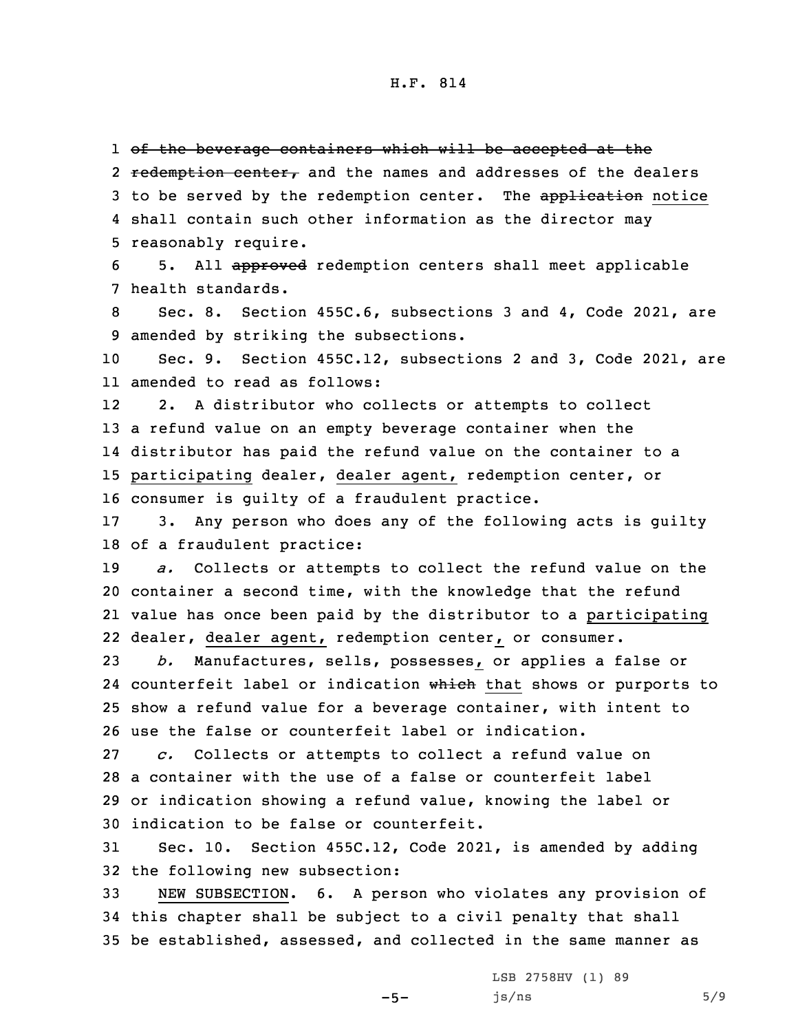~~of the beverage containers which will be accepted at the redemption center,~~ and the names and addresses of the dealers to be served by the redemption center. The ~~application~~ notice shall contain such other information as the director may reasonably require.

5. All ~~approved~~ redemption centers shall meet applicable health standards.

Sec. 8. Section 455C.6, subsections 3 and 4, Code 2021, are amended by striking the subsections.

Sec. 9. Section 455C.12, subsections 2 and 3, Code 2021, are amended to read as follows:

2. A distributor who collects or attempts to collect a refund value on an empty beverage container when the distributor has paid the refund value on the container to a participating dealer, dealer agent, redemption center, or consumer is guilty of a fraudulent practice.

3. Any person who does any of the following acts is guilty of a fraudulent practice:

*a.* Collects or attempts to collect the refund value on the container a second time, with the knowledge that the refund value has once been paid by the distributor to a participating dealer, dealer agent, redemption center, or consumer.

*b.* Manufactures, sells, possesses, or applies a false or counterfeit label or indication ~~which~~ that shows or purports to show a refund value for a beverage container, with intent to use the false or counterfeit label or indication.

*c.* Collects or attempts to collect a refund value on a container with the use of a false or counterfeit label or indication showing a refund value, knowing the label or indication to be false or counterfeit.

Sec. 10. Section 455C.12, Code 2021, is amended by adding the following new subsection:

NEW SUBSECTION. 6. A person who violates any provision of this chapter shall be subject to a civil penalty that shall be established, assessed, and collected in the same manner as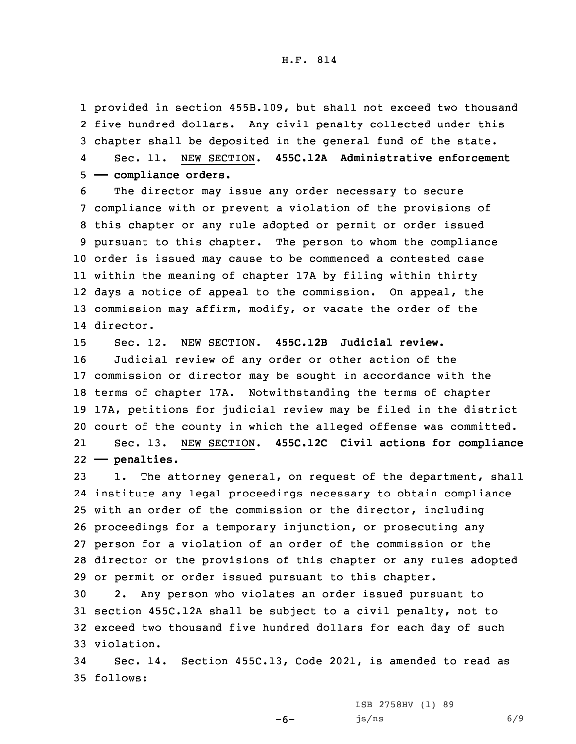provided in section 455B.109, but shall not exceed two thousand five hundred dollars. Any civil penalty collected under this chapter shall be deposited in the general fund of the state.

Sec. 11. NEW SECTION. **455C.12A Administrative enforcement — compliance orders.**

The director may issue any order necessary to secure compliance with or prevent a violation of the provisions of this chapter or any rule adopted or permit or order issued pursuant to this chapter. The person to whom the compliance order is issued may cause to be commenced a contested case within the meaning of chapter 17A by filing within thirty days a notice of appeal to the commission. On appeal, the commission may affirm, modify, or vacate the order of the director.

Sec. 12. NEW SECTION. **455C.12B Judicial review.**

Judicial review of any order or other action of the commission or director may be sought in accordance with the terms of chapter 17A. Notwithstanding the terms of chapter 17A, petitions for judicial review may be filed in the district court of the county in which the alleged offense was committed.

Sec. 13. NEW SECTION. **455C.12C Civil actions for compliance — penalties.**

1. The attorney general, on request of the department, shall institute any legal proceedings necessary to obtain compliance with an order of the commission or the director, including proceedings for a temporary injunction, or prosecuting any person for a violation of an order of the commission or the director or the provisions of this chapter or any rules adopted or permit or order issued pursuant to this chapter.

2. Any person who violates an order issued pursuant to section 455C.12A shall be subject to a civil penalty, not to exceed two thousand five hundred dollars for each day of such violation.

Sec. 14. Section 455C.13, Code 2021, is amended to read as follows: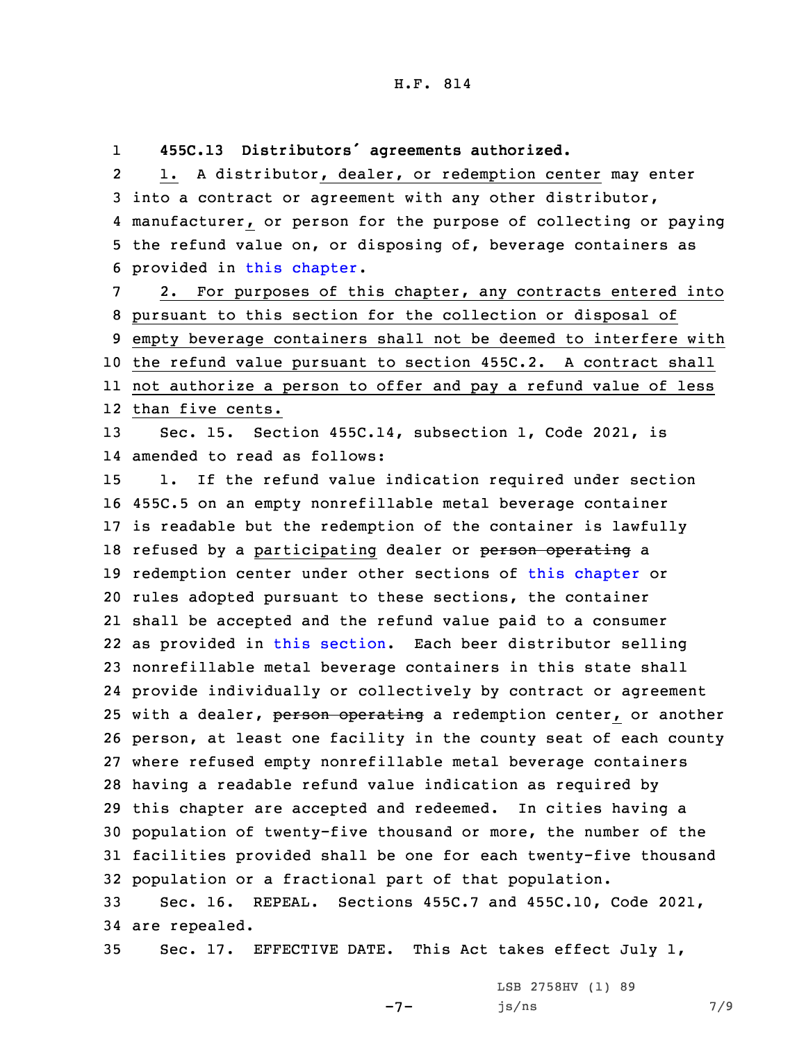**455C.13 Distributors' agreements authorized.**

1. A distributor, dealer, or redemption center may enter into a contract or agreement with any other distributor, manufacturer, or person for the purpose of collecting or paying the refund value on, or disposing of, beverage containers as provided in this chapter.

2. For purposes of this chapter, any contracts entered into pursuant to this section for the collection or disposal of empty beverage containers shall not be deemed to interfere with the refund value pursuant to section 455C.2. A contract shall not authorize a person to offer and pay a refund value of less than five cents.

Sec. 15. Section 455C.14, subsection 1, Code 2021, is amended to read as follows:

1. If the refund value indication required under section 455C.5 on an empty nonrefillable metal beverage container is readable but the redemption of the container is lawfully refused by a participating dealer or ~~person operating~~ a redemption center under other sections of this chapter or rules adopted pursuant to these sections, the container shall be accepted and the refund value paid to a consumer as provided in this section. Each beer distributor selling nonrefillable metal beverage containers in this state shall provide individually or collectively by contract or agreement with a dealer, ~~person operating~~ a redemption center, or another person, at least one facility in the county seat of each county where refused empty nonrefillable metal beverage containers having a readable refund value indication as required by this chapter are accepted and redeemed. In cities having a population of twenty-five thousand or more, the number of the facilities provided shall be one for each twenty-five thousand population or a fractional part of that population.

Sec. 16. REPEAL. Sections 455C.7 and 455C.10, Code 2021, are repealed.

Sec. 17. EFFECTIVE DATE. This Act takes effect July 1,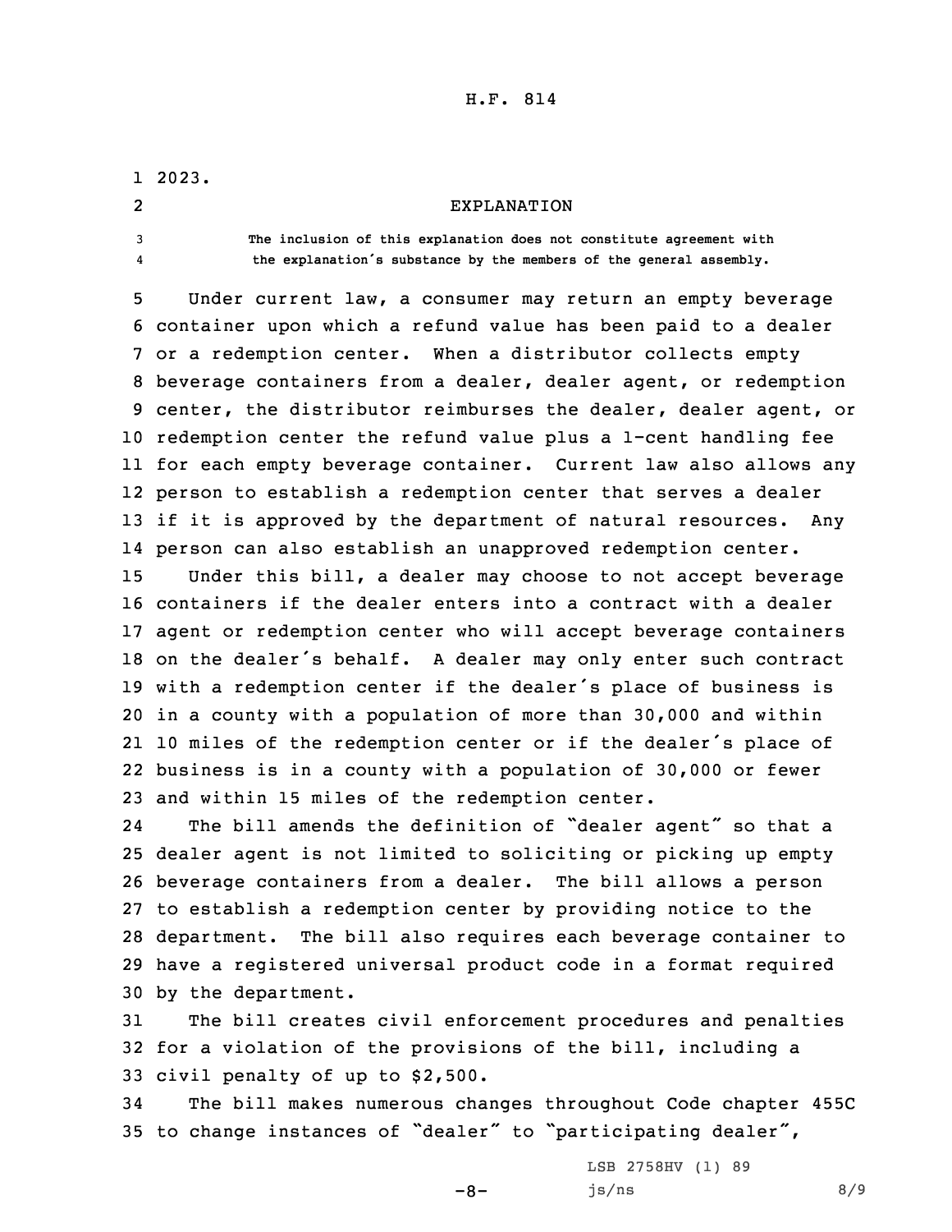2023.

## EXPLANATION

The inclusion of this explanation does not constitute agreement with the explanation's substance by the members of the general assembly.

Under current law, a consumer may return an empty beverage container upon which a refund value has been paid to a dealer or a redemption center. When a distributor collects empty beverage containers from a dealer, dealer agent, or redemption center, the distributor reimburses the dealer, dealer agent, or redemption center the refund value plus a 1-cent handling fee for each empty beverage container. Current law also allows any person to establish a redemption center that serves a dealer if it is approved by the department of natural resources. Any person can also establish an unapproved redemption center.

Under this bill, a dealer may choose to not accept beverage containers if the dealer enters into a contract with a dealer agent or redemption center who will accept beverage containers on the dealer's behalf. A dealer may only enter such contract with a redemption center if the dealer's place of business is in a county with a population of more than 30,000 and within 10 miles of the redemption center or if the dealer's place of business is in a county with a population of 30,000 or fewer and within 15 miles of the redemption center.

The bill amends the definition of "dealer agent" so that a dealer agent is not limited to soliciting or picking up empty beverage containers from a dealer. The bill allows a person to establish a redemption center by providing notice to the department. The bill also requires each beverage container to have a registered universal product code in a format required by the department.

The bill creates civil enforcement procedures and penalties for a violation of the provisions of the bill, including a civil penalty of up to $2,500.

The bill makes numerous changes throughout Code chapter 455C to change instances of "dealer" to "participating dealer",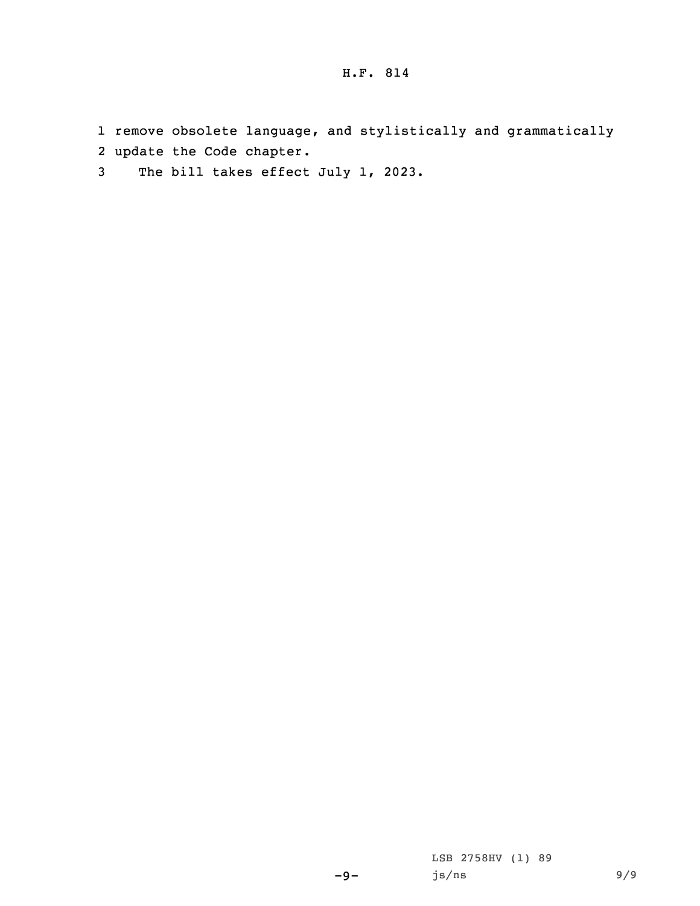remove obsolete language, and stylistically and grammatically update the Code chapter.

The bill takes effect July 1, 2023.